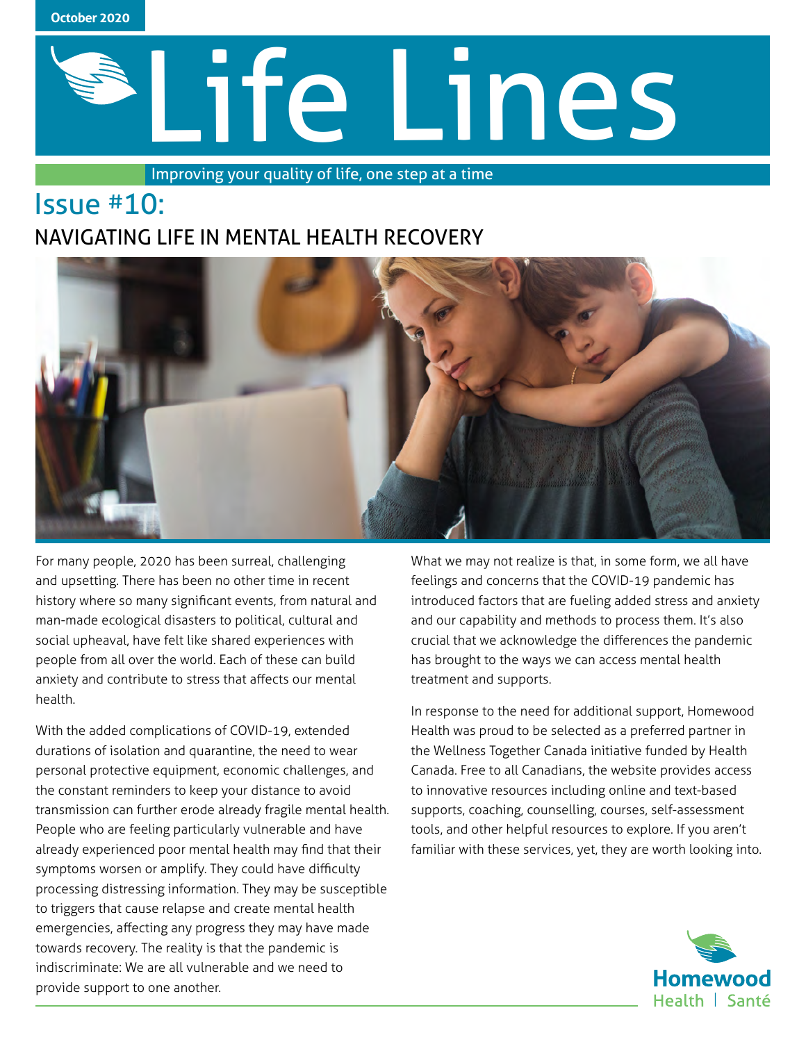October 2020

# Life Lines

Improving your quality of life, one step at a time

## Issue #10:

## NAVIGATING LIFE IN MENTAL HEALTH RECOVERY

For many people, 2020 has been surreal, challenging and upsetting. There has been no other time in recent history where so many significant events, from natural and man-made ecological disasters to political, cultural and social upheaval, have felt like shared experiences with people from all over the world. Each of these can build anxiety and contribute to stress that affects our mental health.

With the added complications of COVID-19, extended durations of isolation and quarantine, the need to wear personal protective equipment, economic challenges, and the constant reminders to keep your distance to avoid transmission can further erode already fragile mental health. People who are feeling particularly vulnerable and have already experienced poor mental health may find that their symptoms worsen or amplify. They could have difficulty processing distressing information. They may be susceptible to triggers that cause relapse and create mental health emergencies, affecting any progress they may have made towards recovery. The reality is that the pandemic is indiscriminate: We are all vulnerable and we need to provide support to one another.

What we may not realize is that, in some form, we all have feelings and concerns that the COVID-19 pandemic has introduced factors that are fueling added stress and anxiety and our capability and methods to process them. It's also crucial that we acknowledge the differences the pandemic has brought to the ways we can access mental health treatment and supports.

In response to the need for additional support, Homewood Health was proud to be selected as a preferred partner in the Wellness Together Canada initiative funded by Health Canada. Free to all Canadians, the website provides access to innovative resources including online and text-based supports, coaching, counselling, courses, self-assessment tools, and other helpful resources to explore. If you aren't familiar with these services, yet, they are worth looking into.

Homewood Health | Santé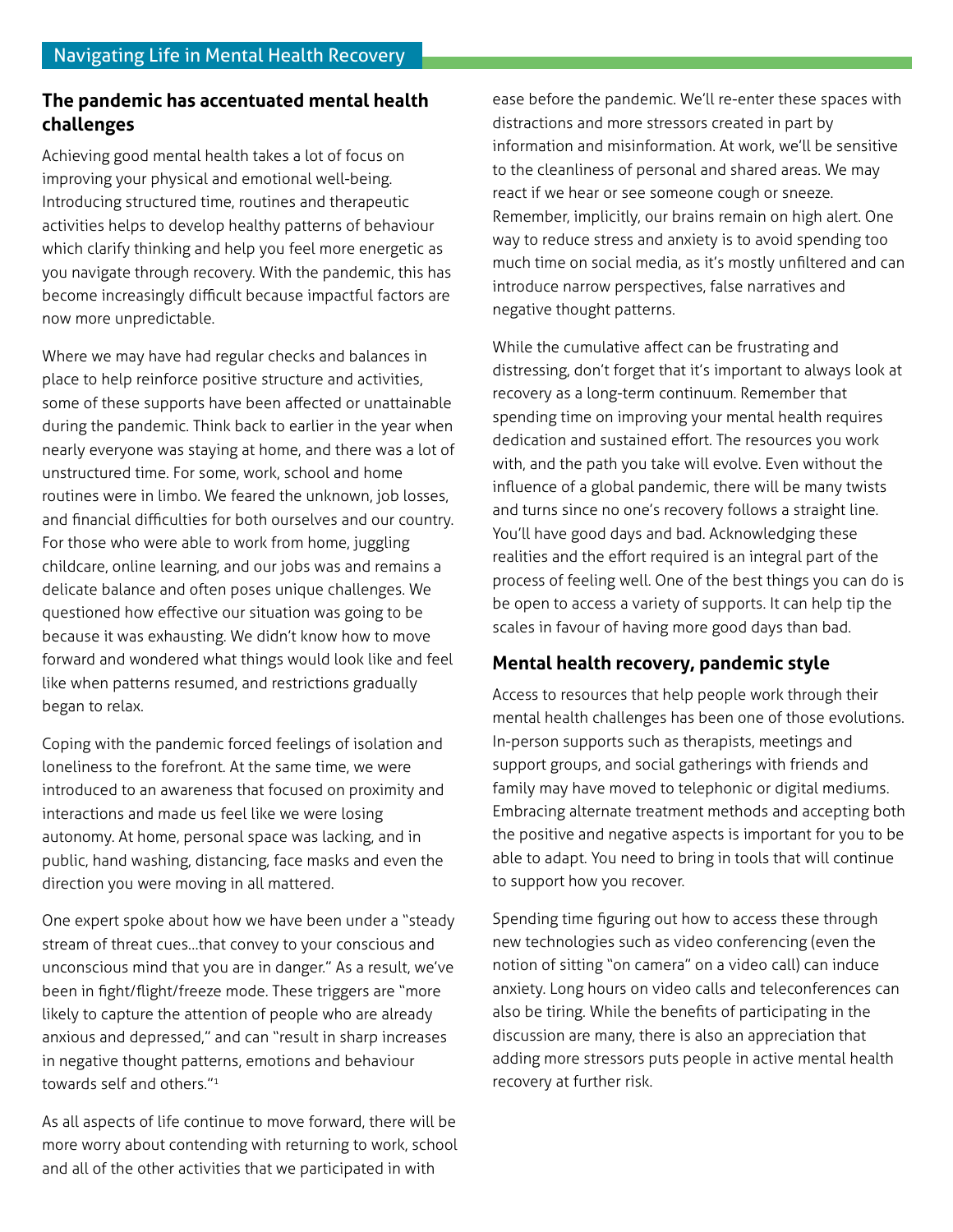## The pandemic has accentuated mental health challenges

Achieving good mental health takes a lot of focus on improving your physical and emotional well-being. Introducing structured time, routines and therapeutic activities helps to develop healthy patterns of behaviour which clarify thinking and help you feel more energetic as you navigate through recovery. With the pandemic, this has become increasingly difficult because impactful factors are now more unpredictable.

Where we may have had regular checks and balances in place to help reinforce positive structure and activities, some of these supports have been affected or unattainable during the pandemic. Think back to earlier in the year when nearly everyone was staying at home, and there was a lot of unstructured time. For some, work, school and home routines were in limbo. We feared the unknown, job losses, and financial difficulties for both ourselves and our country. For those who were able to work from home, juggling childcare, online learning, and our jobs was and remains a delicate balance and often poses unique challenges. We questioned how effective our situation was going to be because it was exhausting. We didn't know how to move forward and wondered what things would look like and feel like when patterns resumed, and restrictions gradually began to relax.

Coping with the pandemic forced feelings of isolation and loneliness to the forefront. At the same time, we were introduced to an awareness that focused on proximity and interactions and made us feel like we were losing autonomy. At home, personal space was lacking, and in public, hand washing, distancing, face masks and even the direction you were moving in all mattered.

One expert spoke about how we have been under a "steady stream of threat cues…that convey to your conscious and unconscious mind that you are in danger." As a result, we've been in fight/flight/freeze mode. These triggers are "more likely to capture the attention of people who are already anxious and depressed," and can "result in sharp increases in negative thought patterns, emotions and behaviour towards self and others."[1]

As all aspects of life continue to move forward, there will be more worry about contending with returning to work, school and all of the other activities that we participated in with ease before the pandemic. We'll re-enter these spaces with distractions and more stressors created in part by information and misinformation. At work, we'll be sensitive to the cleanliness of personal and shared areas. We may react if we hear or see someone cough or sneeze. Remember, implicitly, our brains remain on high alert. One way to reduce stress and anxiety is to avoid spending too much time on social media, as it's mostly unfiltered and can introduce narrow perspectives, false narratives and negative thought patterns.

While the cumulative affect can be frustrating and distressing, don't forget that it's important to always look at recovery as a long-term continuum. Remember that spending time on improving your mental health requires dedication and sustained effort. The resources you work with, and the path you take will evolve. Even without the influence of a global pandemic, there will be many twists and turns since no one's recovery follows a straight line. You'll have good days and bad. Acknowledging these realities and the effort required is an integral part of the process of feeling well. One of the best things you can do is be open to access a variety of supports. It can help tip the scales in favour of having more good days than bad.

## Mental health recovery, pandemic style

Access to resources that help people work through their mental health challenges has been one of those evolutions. In-person supports such as therapists, meetings and support groups, and social gatherings with friends and family may have moved to telephonic or digital mediums. Embracing alternate treatment methods and accepting both the positive and negative aspects is important for you to be able to adapt. You need to bring in tools that will continue to support how you recover.

Spending time figuring out how to access these through new technologies such as video conferencing (even the notion of sitting "on camera" on a video call) can induce anxiety. Long hours on video calls and teleconferences can also be tiring. While the benefits of participating in the discussion are many, there is also an appreciation that adding more stressors puts people in active mental health recovery at further risk.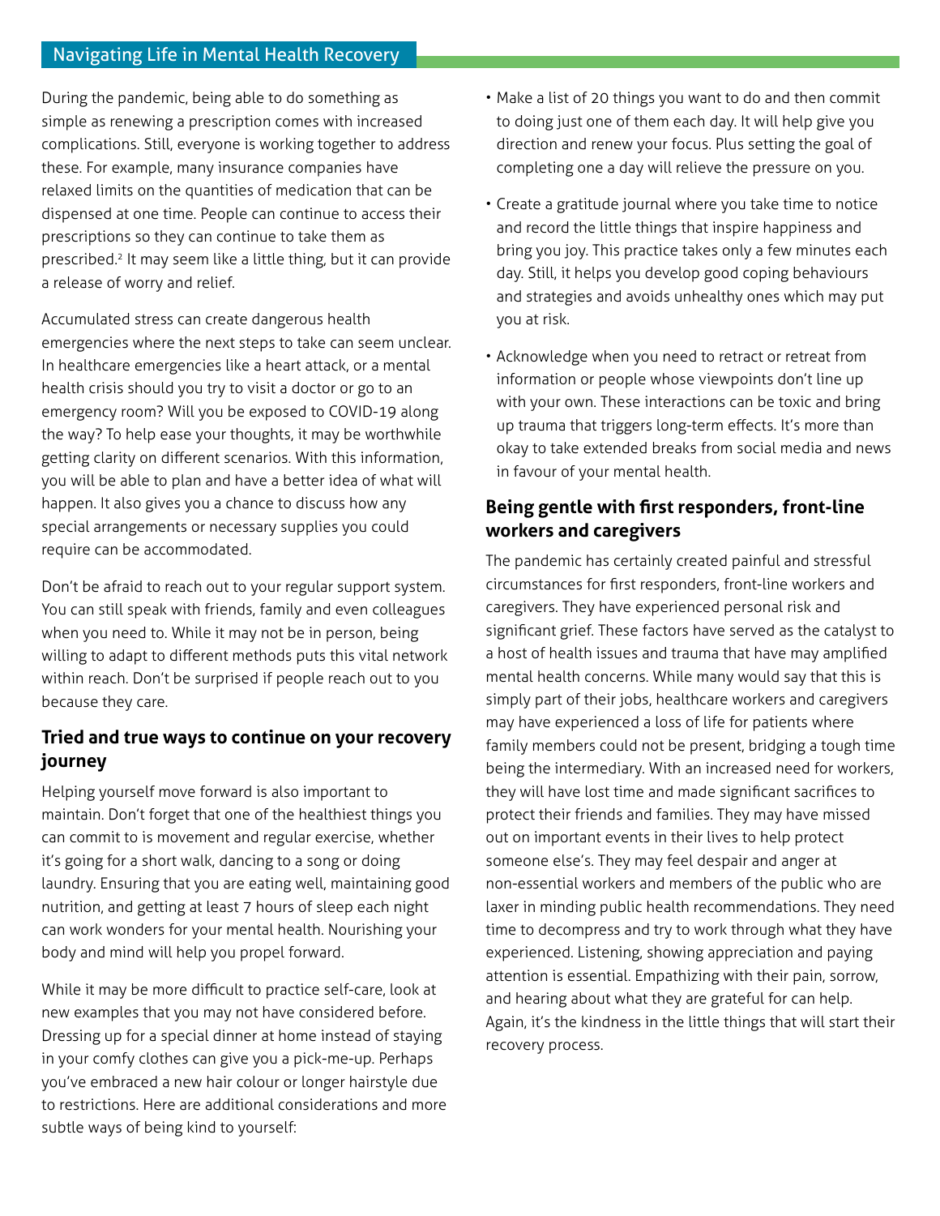During the pandemic, being able to do something as simple as renewing a prescription comes with increased complications. Still, everyone is working together to address these. For example, many insurance companies have relaxed limits on the quantities of medication that can be dispensed at one time. People can continue to access their prescriptions so they can continue to take them as prescribed.[2] It may seem like a little thing, but it can provide a release of worry and relief.

Accumulated stress can create dangerous health emergencies where the next steps to take can seem unclear. In healthcare emergencies like a heart attack, or a mental health crisis should you try to visit a doctor or go to an emergency room? Will you be exposed to COVID-19 along the way? To help ease your thoughts, it may be worthwhile getting clarity on different scenarios. With this information, you will be able to plan and have a better idea of what will happen. It also gives you a chance to discuss how any special arrangements or necessary supplies you could require can be accommodated.

Don't be afraid to reach out to your regular support system. You can still speak with friends, family and even colleagues when you need to. While it may not be in person, being willing to adapt to different methods puts this vital network within reach. Don't be surprised if people reach out to you because they care.

## Tried and true ways to continue on your recovery journey

Helping yourself move forward is also important to maintain. Don't forget that one of the healthiest things you can commit to is movement and regular exercise, whether it's going for a short walk, dancing to a song or doing laundry. Ensuring that you are eating well, maintaining good nutrition, and getting at least 7 hours of sleep each night can work wonders for your mental health. Nourishing your body and mind will help you propel forward.

While it may be more difficult to practice self-care, look at new examples that you may not have considered before. Dressing up for a special dinner at home instead of staying in your comfy clothes can give you a pick-me-up. Perhaps you've embraced a new hair colour or longer hairstyle due to restrictions. Here are additional considerations and more subtle ways of being kind to yourself:

- Make a list of 20 things you want to do and then commit to doing just one of them each day. It will help give you direction and renew your focus. Plus setting the goal of completing one a day will relieve the pressure on you.
- Create a gratitude journal where you take time to notice and record the little things that inspire happiness and bring you joy. This practice takes only a few minutes each day. Still, it helps you develop good coping behaviours and strategies and avoids unhealthy ones which may put you at risk.
- Acknowledge when you need to retract or retreat from information or people whose viewpoints don't line up with your own. These interactions can be toxic and bring up trauma that triggers long-term effects. It's more than okay to take extended breaks from social media and news in favour of your mental health.

## Being gentle with first responders, front-line workers and caregivers

The pandemic has certainly created painful and stressful circumstances for first responders, front-line workers and caregivers. They have experienced personal risk and significant grief. These factors have served as the catalyst to a host of health issues and trauma that have may amplified mental health concerns. While many would say that this is simply part of their jobs, healthcare workers and caregivers may have experienced a loss of life for patients where family members could not be present, bridging a tough time being the intermediary. With an increased need for workers, they will have lost time and made significant sacrifices to protect their friends and families. They may have missed out on important events in their lives to help protect someone else's. They may feel despair and anger at non-essential workers and members of the public who are laxer in minding public health recommendations. They need time to decompress and try to work through what they have experienced. Listening, showing appreciation and paying attention is essential. Empathizing with their pain, sorrow, and hearing about what they are grateful for can help. Again, it's the kindness in the little things that will start their recovery process.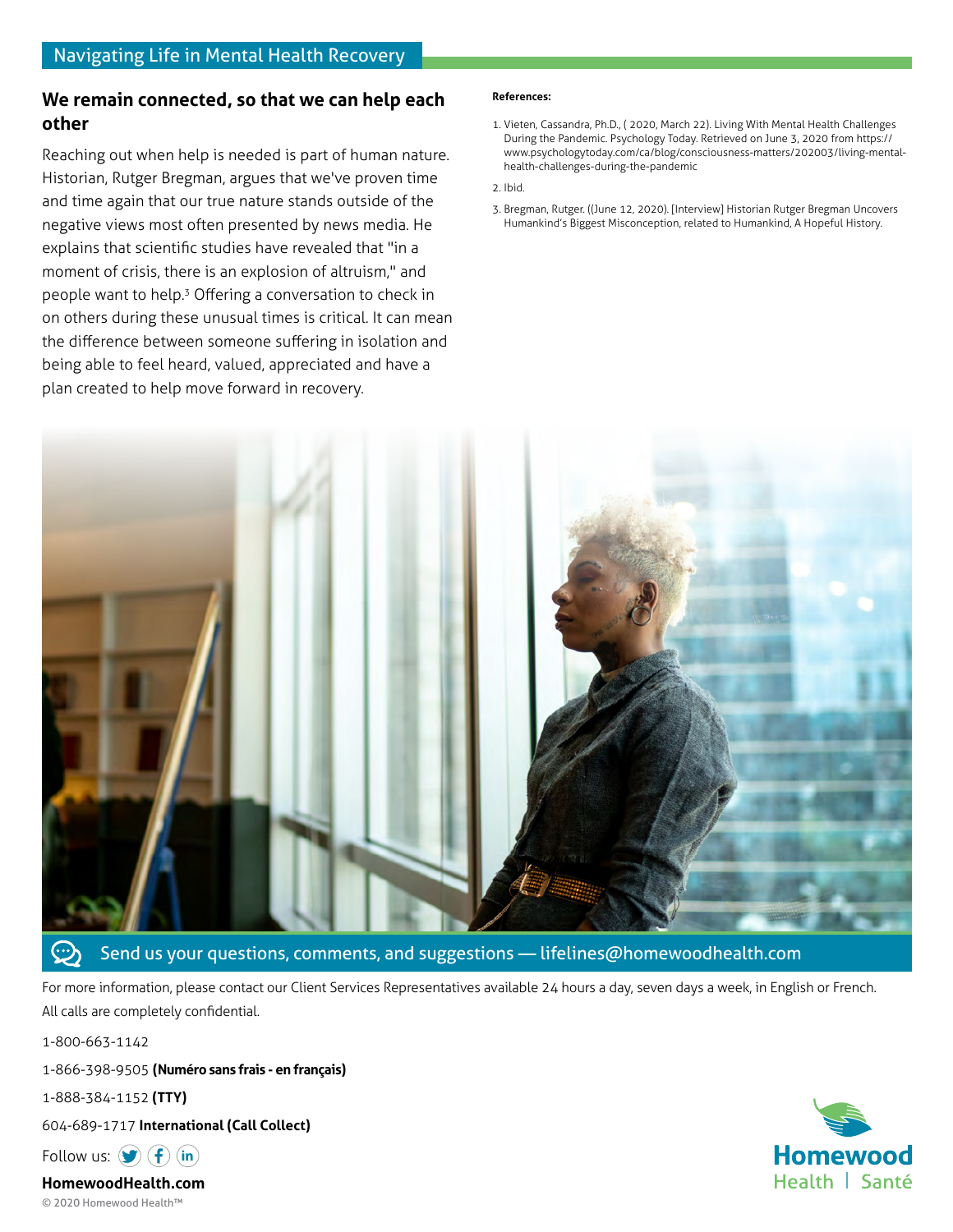## We remain connected, so that we can help each other

Reaching out when help is needed is part of human nature. Historian, Rutger Bregman, argues that we've proven time and time again that our true nature stands outside of the negative views most often presented by news media. He explains that scientific studies have revealed that "in a moment of crisis, there is an explosion of altruism," and people want to help.[3] Offering a conversation to check in on others during these unusual times is critical. It can mean the difference between someone suffering in isolation and being able to feel heard, valued, appreciated and have a plan created to help move forward in recovery.

**References:**

1. Vieten, Cassandra, Ph.D., ( 2020, March 22). Living With Mental Health Challenges During the Pandemic. Psychology Today. Retrieved on June 3, 2020 from https://www.psychologytoday.com/ca/blog/consciousness-matters/202003/living-mental-health-challenges-during-the-pandemic
2. Ibid.
3. Bregman, Rutger. ((June 12, 2020). [Interview] Historian Rutger Bregman Uncovers Humankind's Biggest Misconception, related to Humankind, A Hopeful History.

Send us your questions, comments, and suggestions — lifelines@homewoodhealth.com

For more information, please contact our Client Services Representatives available 24 hours a day, seven days a week, in English or French. All calls are completely confidential.

1-800-663-1142

1-866-398-9505 **(Numéro sans frais - en français)**

1-888-384-1152 **(TTY)**

604-689-1717 **International (Call Collect)**

Follow us:

**HomewoodHealth.com**

© 2020 Homewood Health™

Homewood Health | Santé